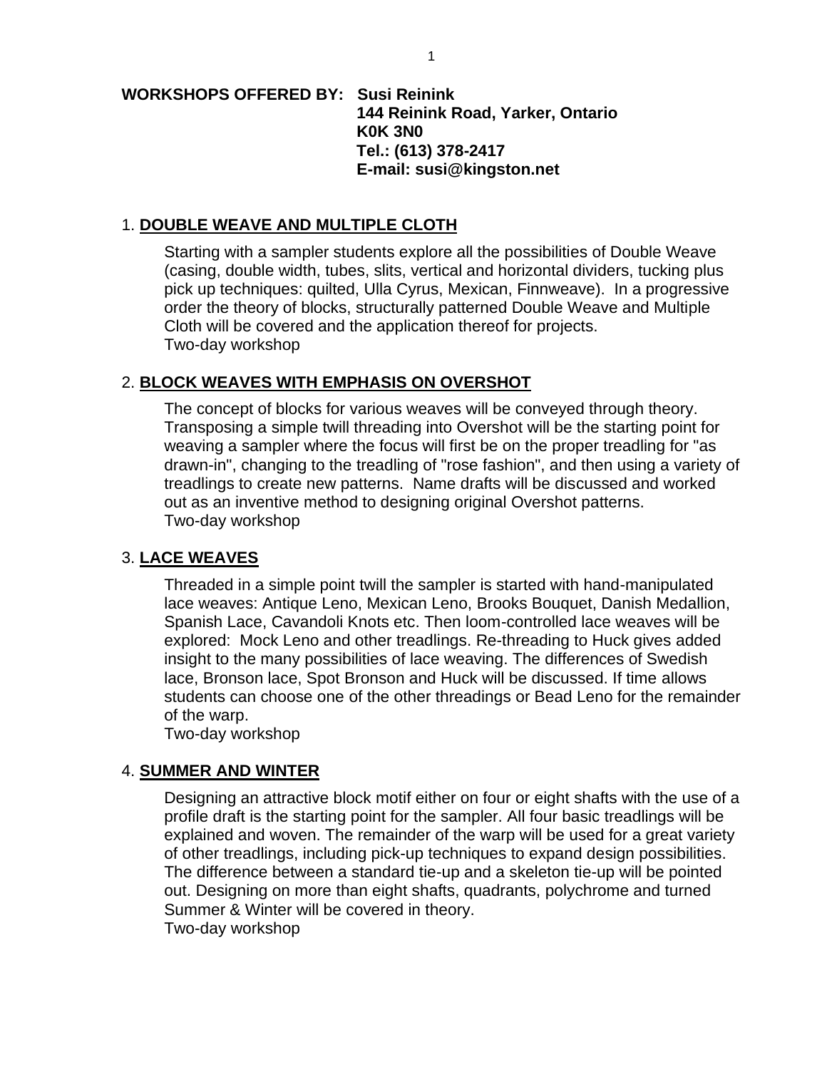**WORKSHOPS OFFERED BY: Susi Reinink**
**144 Reinink Road, Yarker, Ontario**
**K0K 3N0**
**Tel.: (613) 378-2417**
**E-mail: susi@kingston.net**

## 1. DOUBLE WEAVE AND MULTIPLE CLOTH

Starting with a sampler students explore all the possibilities of Double Weave (casing, double width, tubes, slits, vertical and horizontal dividers, tucking plus pick up techniques: quilted, Ulla Cyrus, Mexican, Finnweave). In a progressive order the theory of blocks, structurally patterned Double Weave and Multiple Cloth will be covered and the application thereof for projects.
Two-day workshop

## 2. BLOCK WEAVES WITH EMPHASIS ON OVERSHOT

The concept of blocks for various weaves will be conveyed through theory. Transposing a simple twill threading into Overshot will be the starting point for weaving a sampler where the focus will first be on the proper treadling for "as drawn-in", changing to the treadling of "rose fashion", and then using a variety of treadlings to create new patterns. Name drafts will be discussed and worked out as an inventive method to designing original Overshot patterns.
Two-day workshop

## 3. LACE WEAVES

Threaded in a simple point twill the sampler is started with hand-manipulated lace weaves: Antique Leno, Mexican Leno, Brooks Bouquet, Danish Medallion, Spanish Lace, Cavandoli Knots etc. Then loom-controlled lace weaves will be explored: Mock Leno and other treadlings. Re-threading to Huck gives added insight to the many possibilities of lace weaving. The differences of Swedish lace, Bronson lace, Spot Bronson and Huck will be discussed. If time allows students can choose one of the other threadings or Bead Leno for the remainder of the warp.
Two-day workshop

## 4. SUMMER AND WINTER

Designing an attractive block motif either on four or eight shafts with the use of a profile draft is the starting point for the sampler. All four basic treadlings will be explained and woven. The remainder of the warp will be used for a great variety of other treadlings, including pick-up techniques to expand design possibilities. The difference between a standard tie-up and a skeleton tie-up will be pointed out. Designing on more than eight shafts, quadrants, polychrome and turned Summer & Winter will be covered in theory.
Two-day workshop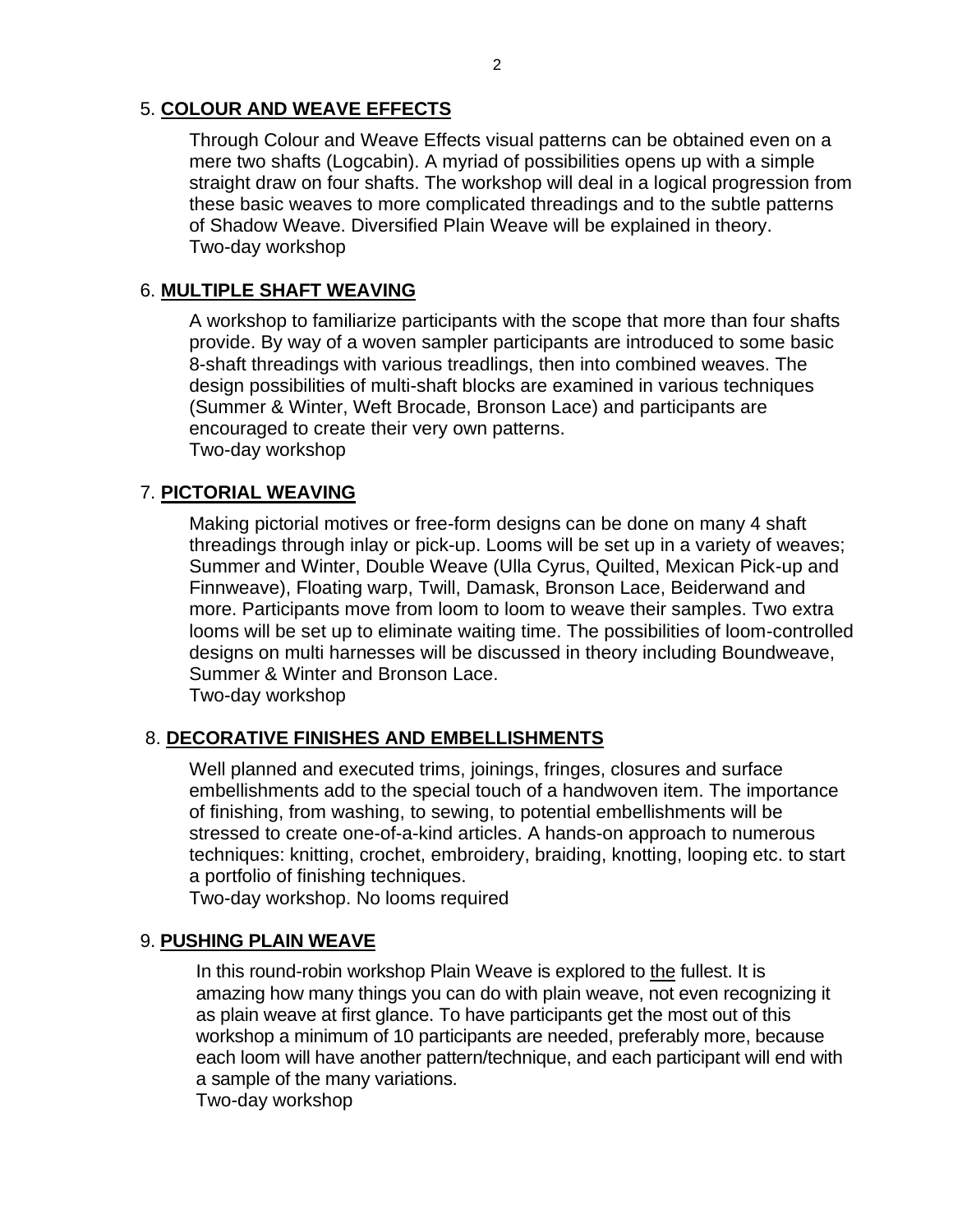## 5. **COLOUR AND WEAVE EFFECTS**

Through Colour and Weave Effects visual patterns can be obtained even on a mere two shafts (Logcabin). A myriad of possibilities opens up with a simple straight draw on four shafts. The workshop will deal in a logical progression from these basic weaves to more complicated threadings and to the subtle patterns of Shadow Weave. Diversified Plain Weave will be explained in theory.
Two-day workshop

## 6. **MULTIPLE SHAFT WEAVING**

A workshop to familiarize participants with the scope that more than four shafts provide. By way of a woven sampler participants are introduced to some basic 8-shaft threadings with various treadlings, then into combined weaves. The design possibilities of multi-shaft blocks are examined in various techniques (Summer & Winter, Weft Brocade, Bronson Lace) and participants are encouraged to create their very own patterns.
Two-day workshop

## 7. **PICTORIAL WEAVING**

Making pictorial motives or free-form designs can be done on many 4 shaft threadings through inlay or pick-up. Looms will be set up in a variety of weaves; Summer and Winter, Double Weave (Ulla Cyrus, Quilted, Mexican Pick-up and Finnweave), Floating warp, Twill, Damask, Bronson Lace, Beiderwand and more. Participants move from loom to loom to weave their samples. Two extra looms will be set up to eliminate waiting time. The possibilities of loom-controlled designs on multi harnesses will be discussed in theory including Boundweave, Summer & Winter and Bronson Lace.
Two-day workshop

## 8. **DECORATIVE FINISHES AND EMBELLISHMENTS**

Well planned and executed trims, joinings, fringes, closures and surface embellishments add to the special touch of a handwoven item. The importance of finishing, from washing, to sewing, to potential embellishments will be stressed to create one-of-a-kind articles. A hands-on approach to numerous techniques: knitting, crochet, embroidery, braiding, knotting, looping etc. to start a portfolio of finishing techniques.
Two-day workshop. No looms required

## 9. **PUSHING PLAIN WEAVE**

In this round-robin workshop Plain Weave is explored to the fullest. It is amazing how many things you can do with plain weave, not even recognizing it as plain weave at first glance. To have participants get the most out of this workshop a minimum of 10 participants are needed, preferably more, because each loom will have another pattern/technique, and each participant will end with a sample of the many variations.
Two-day workshop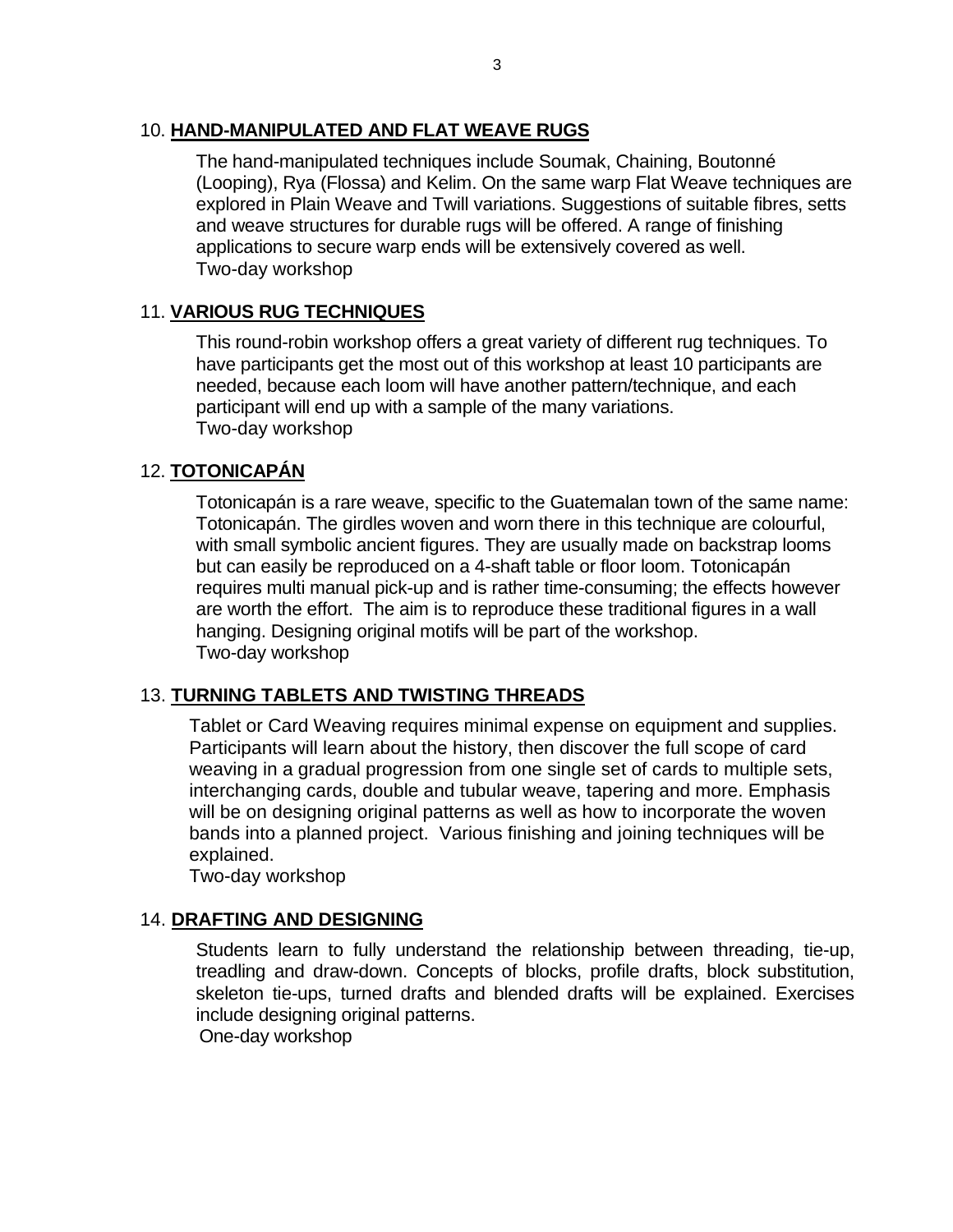## 10. **HAND-MANIPULATED AND FLAT WEAVE RUGS**

The hand-manipulated techniques include Soumak, Chaining, Boutonné (Looping), Rya (Flossa) and Kelim. On the same warp Flat Weave techniques are explored in Plain Weave and Twill variations. Suggestions of suitable fibres, setts and weave structures for durable rugs will be offered. A range of finishing applications to secure warp ends will be extensively covered as well.
Two-day workshop

## 11. **VARIOUS RUG TECHNIQUES**

This round-robin workshop offers a great variety of different rug techniques. To have participants get the most out of this workshop at least 10 participants are needed, because each loom will have another pattern/technique, and each participant will end up with a sample of the many variations.
Two-day workshop

## 12. **TOTONICAPÁN**

Totonicapán is a rare weave, specific to the Guatemalan town of the same name: Totonicapán. The girdles woven and worn there in this technique are colourful, with small symbolic ancient figures. They are usually made on backstrap looms but can easily be reproduced on a 4-shaft table or floor loom. Totonicapán requires multi manual pick-up and is rather time-consuming; the effects however are worth the effort. The aim is to reproduce these traditional figures in a wall hanging. Designing original motifs will be part of the workshop.
Two-day workshop

## 13. **TURNING TABLETS AND TWISTING THREADS**

Tablet or Card Weaving requires minimal expense on equipment and supplies. Participants will learn about the history, then discover the full scope of card weaving in a gradual progression from one single set of cards to multiple sets, interchanging cards, double and tubular weave, tapering and more. Emphasis will be on designing original patterns as well as how to incorporate the woven bands into a planned project. Various finishing and joining techniques will be explained.
Two-day workshop

## 14. **DRAFTING AND DESIGNING**

Students learn to fully understand the relationship between threading, tie-up, treadling and draw-down. Concepts of blocks, profile drafts, block substitution, skeleton tie-ups, turned drafts and blended drafts will be explained. Exercises include designing original patterns.
One-day workshop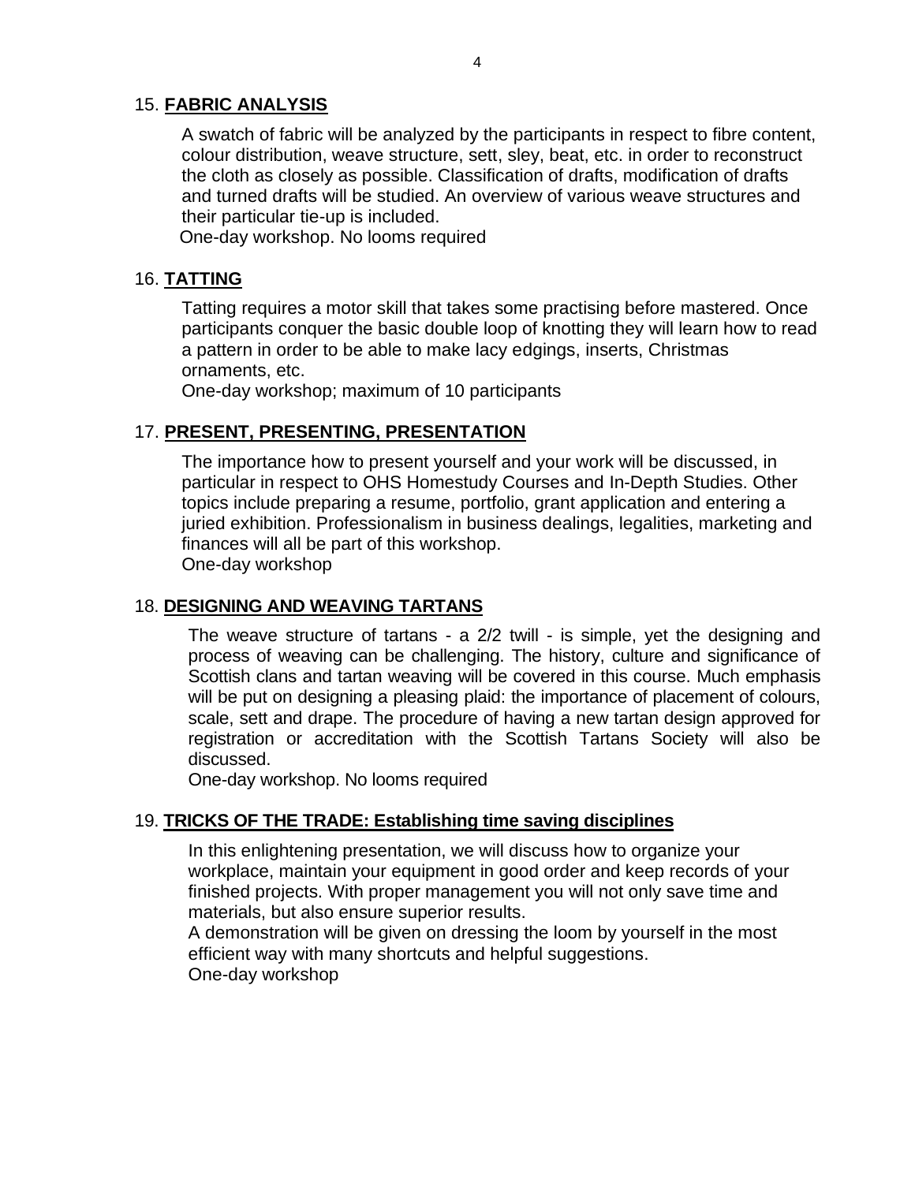15. **FABRIC ANALYSIS**

A swatch of fabric will be analyzed by the participants in respect to fibre content, colour distribution, weave structure, sett, sley, beat, etc. in order to reconstruct the cloth as closely as possible. Classification of drafts, modification of drafts and turned drafts will be studied. An overview of various weave structures and their particular tie-up is included.
One-day workshop. No looms required

16. **TATTING**

Tatting requires a motor skill that takes some practising before mastered. Once participants conquer the basic double loop of knotting they will learn how to read a pattern in order to be able to make lacy edgings, inserts, Christmas ornaments, etc.
One-day workshop; maximum of 10 participants

17. **PRESENT, PRESENTING, PRESENTATION**

The importance how to present yourself and your work will be discussed, in particular in respect to OHS Homestudy Courses and In-Depth Studies. Other topics include preparing a resume, portfolio, grant application and entering a juried exhibition. Professionalism in business dealings, legalities, marketing and finances will all be part of this workshop.
One-day workshop

18. **DESIGNING AND WEAVING TARTANS**

The weave structure of tartans - a 2/2 twill - is simple, yet the designing and process of weaving can be challenging. The history, culture and significance of Scottish clans and tartan weaving will be covered in this course. Much emphasis will be put on designing a pleasing plaid: the importance of placement of colours, scale, sett and drape. The procedure of having a new tartan design approved for registration or accreditation with the Scottish Tartans Society will also be discussed.
One-day workshop. No looms required

19. **TRICKS OF THE TRADE: Establishing time saving disciplines**

In this enlightening presentation, we will discuss how to organize your workplace, maintain your equipment in good order and keep records of your finished projects. With proper management you will not only save time and materials, but also ensure superior results.
A demonstration will be given on dressing the loom by yourself in the most efficient way with many shortcuts and helpful suggestions.
One-day workshop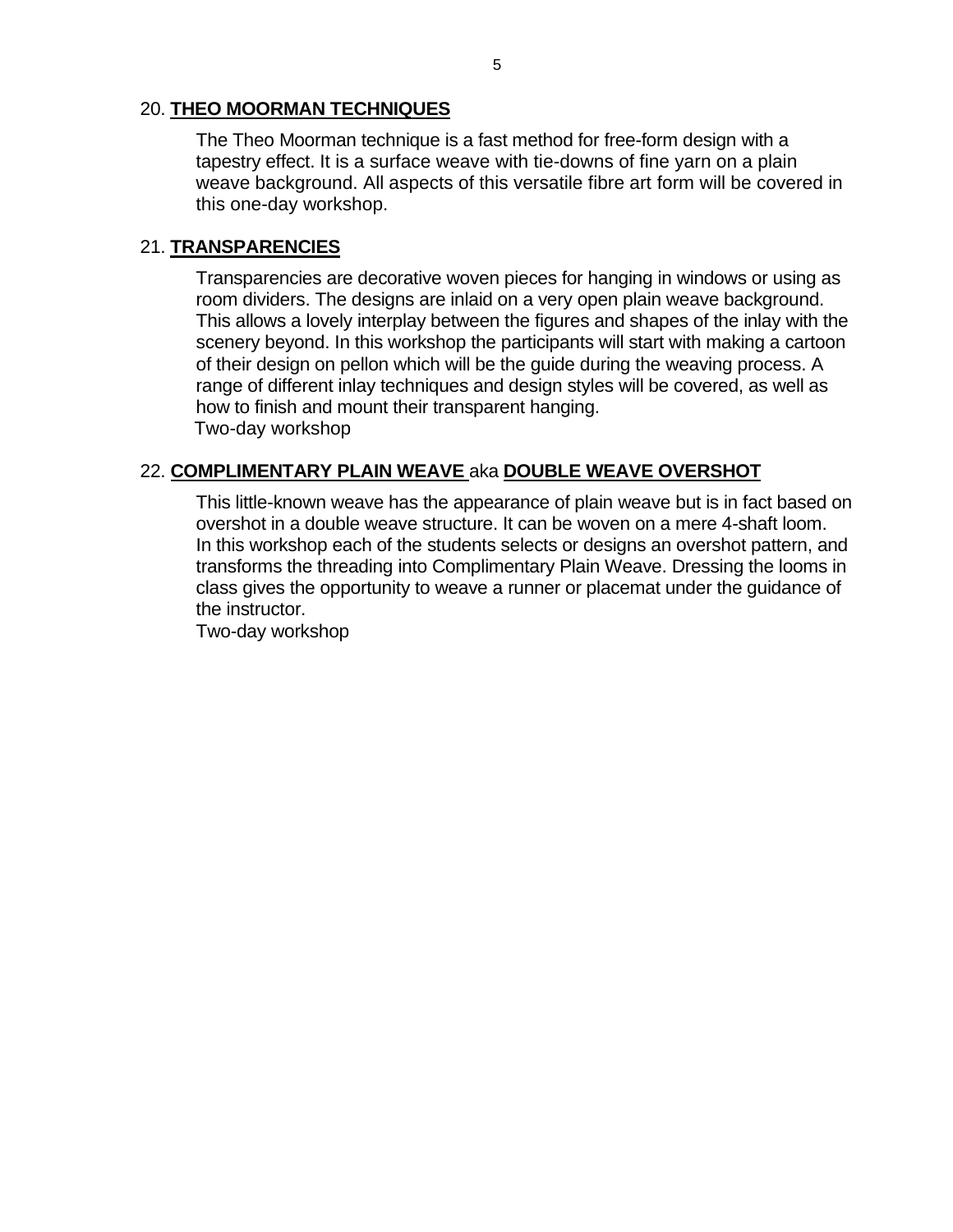## 20. **<u>THEO MOORMAN TECHNIQUES</u>**

The Theo Moorman technique is a fast method for free-form design with a tapestry effect. It is a surface weave with tie-downs of fine yarn on a plain weave background. All aspects of this versatile fibre art form will be covered in this one-day workshop.

## 21. **<u>TRANSPARENCIES</u>**

Transparencies are decorative woven pieces for hanging in windows or using as room dividers. The designs are inlaid on a very open plain weave background. This allows a lovely interplay between the figures and shapes of the inlay with the scenery beyond. In this workshop the participants will start with making a cartoon of their design on pellon which will be the guide during the weaving process. A range of different inlay techniques and design styles will be covered, as well as how to finish and mount their transparent hanging.
Two-day workshop

## 22. **<u>COMPLIMENTARY PLAIN WEAVE</u>** aka **<u>DOUBLE WEAVE OVERSHOT</u>**

This little-known weave has the appearance of plain weave but is in fact based on overshot in a double weave structure. It can be woven on a mere 4-shaft loom. In this workshop each of the students selects or designs an overshot pattern, and transforms the threading into Complimentary Plain Weave. Dressing the looms in class gives the opportunity to weave a runner or placemat under the guidance of the instructor.
Two-day workshop